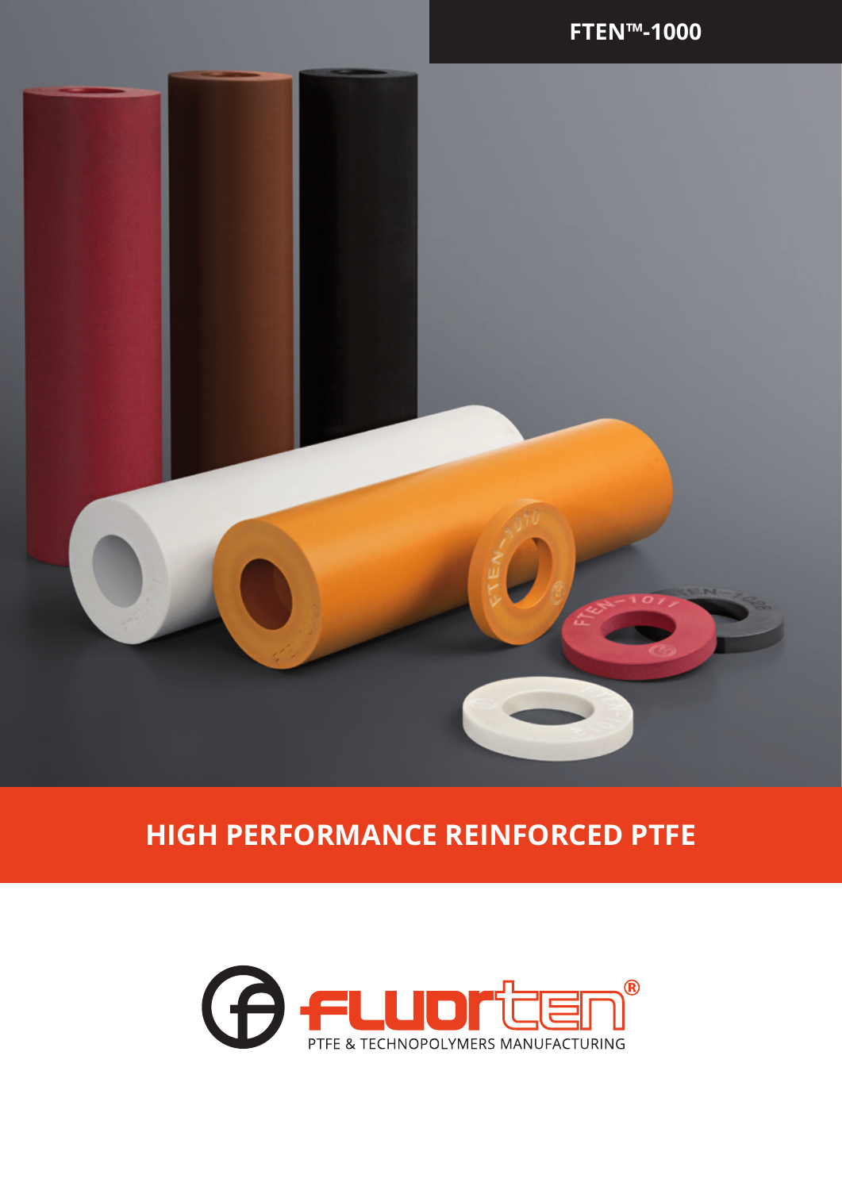FTEN™-1000

# HIGH PERFORMANCE REINFORCED PTFE

FLUORTEN®

PTFE & TECHNOPOLYMERS MANUFACTURING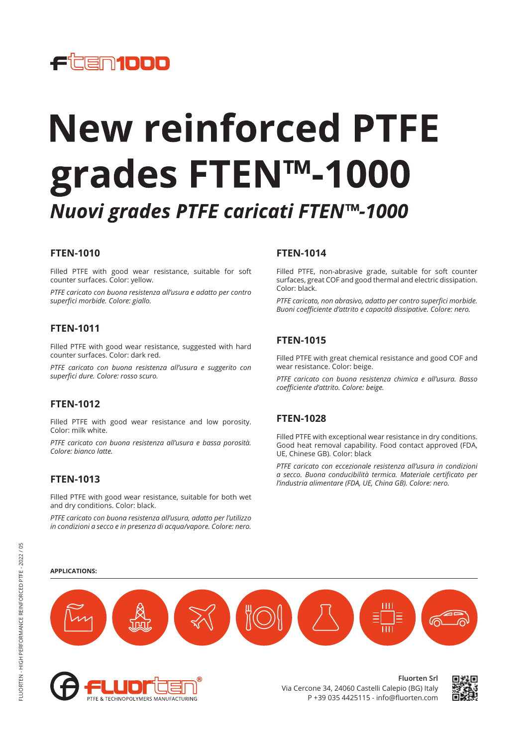# New reinforced PTFE grades FTEN™-1000

## *Nuovi grades PTFE caricati FTEN™-1000*

### FTEN-1010

Filled PTFE with good wear resistance, suitable for soft counter surfaces. Color: yellow.

*PTFE caricato con buona resistenza all'usura e adatto per contro superfici morbide. Colore: giallo.*

### FTEN-1011

Filled PTFE with good wear resistance, suggested with hard counter surfaces. Color: dark red.

*PTFE caricato con buona resistenza all'usura e suggerito con superfici dure. Colore: rosso scuro.*

### FTEN-1012

Filled PTFE with good wear resistance and low porosity. Color: milk white.

*PTFE caricato con buona resistenza all'usura e bassa porosità. Colore: bianco latte.*

### FTEN-1013

Filled PTFE with good wear resistance, suitable for both wet and dry conditions. Color: black.

*PTFE caricato con buona resistenza all'usura, adatto per l'utilizzo in condizioni a secco e in presenza di acqua/vapore. Colore: nero.*

### FTEN-1014

Filled PTFE, non-abrasive grade, suitable for soft counter surfaces, great COF and good thermal and electric dissipation. Color: black.

*PTFE caricato, non abrasivo, adatto per contro superfici morbide. Buoni coefficiente d'attrito e capacità dissipative. Colore: nero.*

### FTEN-1015

Filled PTFE with great chemical resistance and good COF and wear resistance. Color: beige.

*PTFE caricato con buona resistenza chimica e all'usura. Basso coefficiente d'attrito. Colore: beige.*

### FTEN-1028

Filled PTFE with exceptional wear resistance in dry conditions. Good heat removal capability. Food contact approved (FDA, UE, Chinese GB). Color: black

*PTFE caricato con eccezionale resistenza all'usura in condizioni a secco. Buona conducibilità termica. Materiale certificato per l'industria alimentare (FDA, UE, China GB). Colore: nero.*

**APPLICATIONS:**

PTFE & TECHNOPOLYMERS MANUFACTURING

**Fluorten Srl**
Via Cercone 34, 24060 Castelli Calepio (BG) Italy
P +39 035 4425115 - info@fluorten.com

FLUORTEN - HIGH PERFORMANCE REINFORCED PTFE - 2022 / 05